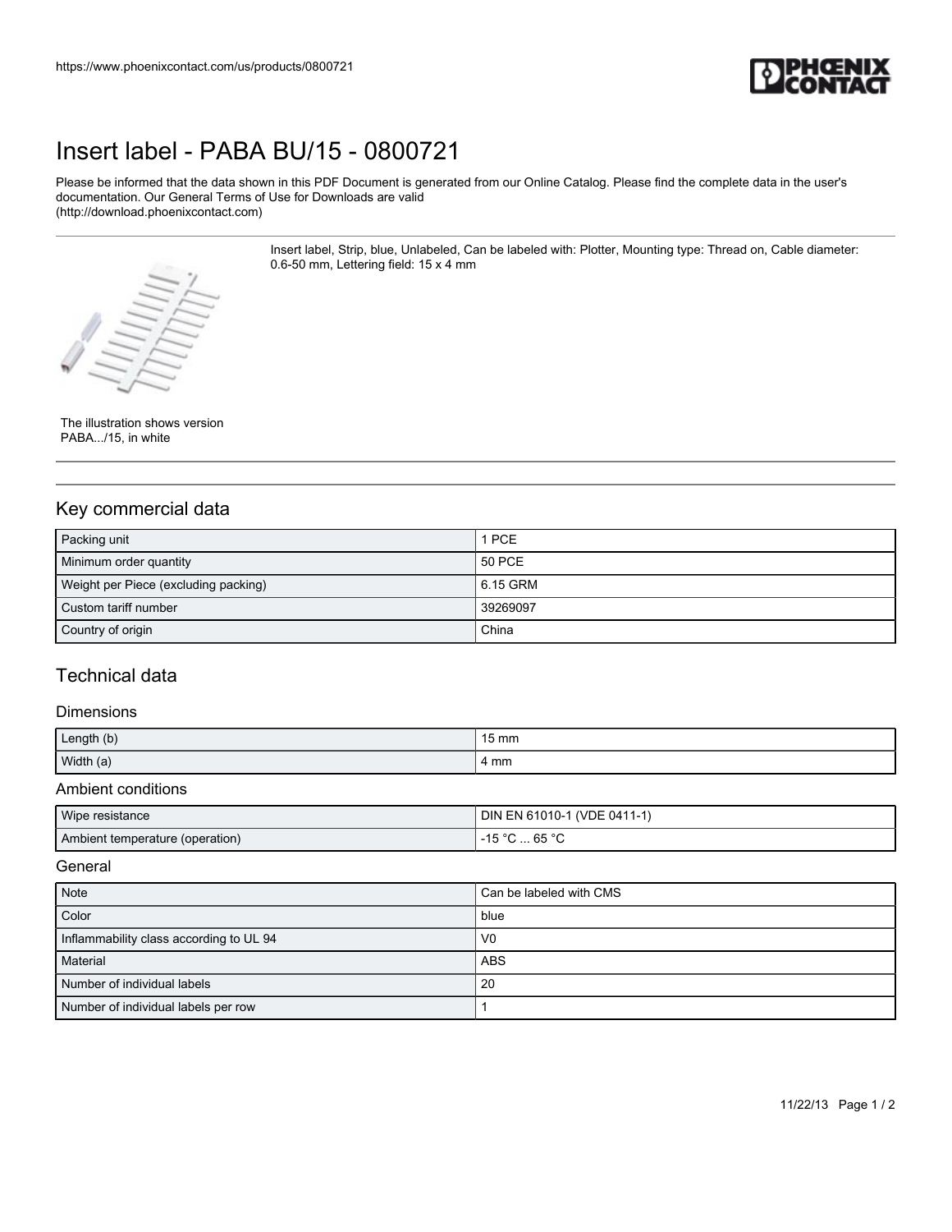# Insert label - PABA BU/15 - 0800721

Please be informed that the data shown in this PDF Document is generated from our Online Catalog. Please find the complete data in the user's documentation. Our General Terms of Use for Downloads are valid (http://download.phoenixcontact.com)

Insert label, Strip, blue, Unlabeled, Can be labeled with: Plotter, Mounting type: Thread on, Cable diameter: 0.6-50 mm, Lettering field: 15 x 4 mm

The illustration shows version PABA.../15, in white

## Key commercial data

| Packing unit | 1 PCE |
|---|---|
| Minimum order quantity | 50 PCE |
| Weight per Piece (excluding packing) | 6.15 GRM |
| Custom tariff number | 39269097 |
| Country of origin | China |

## Technical data

### Dimensions

| Length (b) | 15 mm |
|---|---|
| Width (a) | 4 mm |

### Ambient conditions

| Wipe resistance | DIN EN 61010-1 (VDE 0411-1) |
|---|---|
| Ambient temperature (operation) | -15 °C ... 65 °C |

### General

| Note | Can be labeled with CMS |
|---|---|
| Color | blue |
| Inflammability class according to UL 94 | V0 |
| Material | ABS |
| Number of individual labels | 20 |
| Number of individual labels per row | 1 |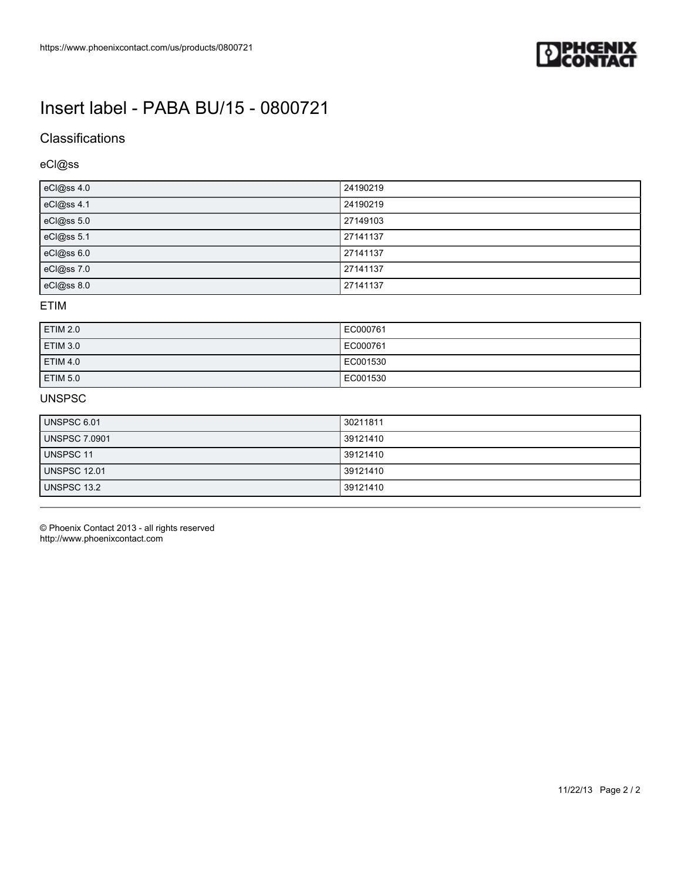# Insert label - PABA BU/15 - 0800721

## Classifications

### eCl@ss

| | |
|---|---|
| eCl@ss 4.0 | 24190219 |
| eCl@ss 4.1 | 24190219 |
| eCl@ss 5.0 | 27149103 |
| eCl@ss 5.1 | 27141137 |
| eCl@ss 6.0 | 27141137 |
| eCl@ss 7.0 | 27141137 |
| eCl@ss 8.0 | 27141137 |

### ETIM

| | |
|---|---|
| ETIM 2.0 | EC000761 |
| ETIM 3.0 | EC000761 |
| ETIM 4.0 | EC001530 |
| ETIM 5.0 | EC001530 |

### UNSPSC

| | |
|---|---|
| UNSPSC 6.01 | 30211811 |
| UNSPSC 7.0901 | 39121410 |
| UNSPSC 11 | 39121410 |
| UNSPSC 12.01 | 39121410 |
| UNSPSC 13.2 | 39121410 |

© Phoenix Contact 2013 - all rights reserved
http://www.phoenixcontact.com